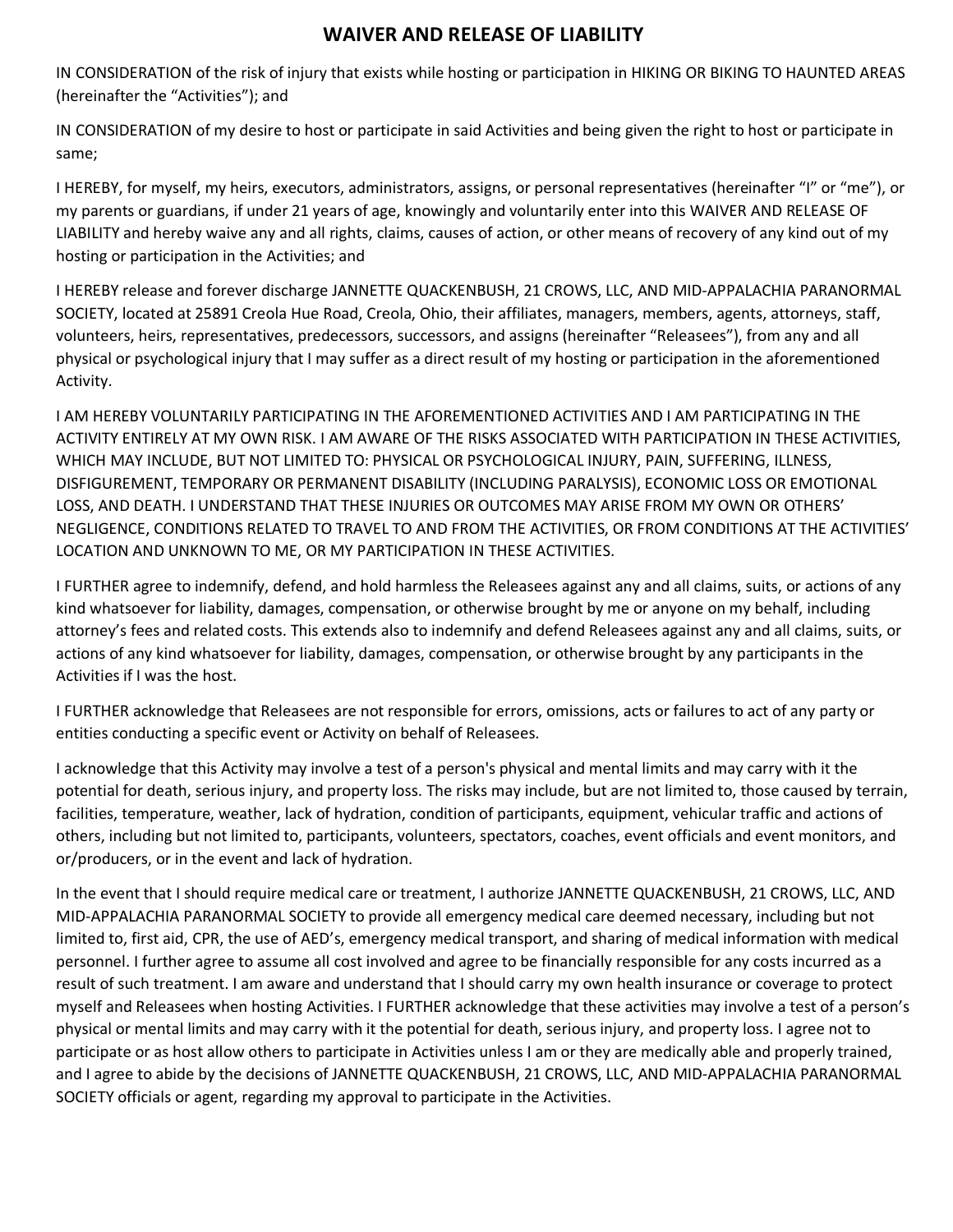# WAIVER AND RELEASE OF LIABILITY

IN CONSIDERATION of the risk of injury that exists while hosting or participation in HIKING OR BIKING TO HAUNTED AREAS (hereinafter the "Activities"); and

IN CONSIDERATION of my desire to host or participate in said Activities and being given the right to host or participate in same;

I HEREBY, for myself, my heirs, executors, administrators, assigns, or personal representatives (hereinafter "I" or "me"), or my parents or guardians, if under 21 years of age, knowingly and voluntarily enter into this WAIVER AND RELEASE OF LIABILITY and hereby waive any and all rights, claims, causes of action, or other means of recovery of any kind out of my hosting or participation in the Activities; and

I HEREBY release and forever discharge JANNETTE QUACKENBUSH, 21 CROWS, LLC, AND MID-APPALACHIA PARANORMAL SOCIETY, located at 25891 Creola Hue Road, Creola, Ohio, their affiliates, managers, members, agents, attorneys, staff, volunteers, heirs, representatives, predecessors, successors, and assigns (hereinafter "Releasees"), from any and all physical or psychological injury that I may suffer as a direct result of my hosting or participation in the aforementioned Activity.

I AM HEREBY VOLUNTARILY PARTICIPATING IN THE AFOREMENTIONED ACTIVITIES AND I AM PARTICIPATING IN THE ACTIVITY ENTIRELY AT MY OWN RISK. I AM AWARE OF THE RISKS ASSOCIATED WITH PARTICIPATION IN THESE ACTIVITIES, WHICH MAY INCLUDE, BUT NOT LIMITED TO: PHYSICAL OR PSYCHOLOGICAL INJURY, PAIN, SUFFERING, ILLNESS, DISFIGUREMENT, TEMPORARY OR PERMANENT DISABILITY (INCLUDING PARALYSIS), ECONOMIC LOSS OR EMOTIONAL LOSS, AND DEATH. I UNDERSTAND THAT THESE INJURIES OR OUTCOMES MAY ARISE FROM MY OWN OR OTHERS' NEGLIGENCE, CONDITIONS RELATED TO TRAVEL TO AND FROM THE ACTIVITIES, OR FROM CONDITIONS AT THE ACTIVITIES' LOCATION AND UNKNOWN TO ME, OR MY PARTICIPATION IN THESE ACTIVITIES.

I FURTHER agree to indemnify, defend, and hold harmless the Releasees against any and all claims, suits, or actions of any kind whatsoever for liability, damages, compensation, or otherwise brought by me or anyone on my behalf, including attorney's fees and related costs. This extends also to indemnify and defend Releasees against any and all claims, suits, or actions of any kind whatsoever for liability, damages, compensation, or otherwise brought by any participants in the Activities if I was the host.

I FURTHER acknowledge that Releasees are not responsible for errors, omissions, acts or failures to act of any party or entities conducting a specific event or Activity on behalf of Releasees.

I acknowledge that this Activity may involve a test of a person's physical and mental limits and may carry with it the potential for death, serious injury, and property loss. The risks may include, but are not limited to, those caused by terrain, facilities, temperature, weather, lack of hydration, condition of participants, equipment, vehicular traffic and actions of others, including but not limited to, participants, volunteers, spectators, coaches, event officials and event monitors, and or/producers, or in the event and lack of hydration.

In the event that I should require medical care or treatment, I authorize JANNETTE QUACKENBUSH, 21 CROWS, LLC, AND MID-APPALACHIA PARANORMAL SOCIETY to provide all emergency medical care deemed necessary, including but not limited to, first aid, CPR, the use of AED's, emergency medical transport, and sharing of medical information with medical personnel. I further agree to assume all cost involved and agree to be financially responsible for any costs incurred as a result of such treatment. I am aware and understand that I should carry my own health insurance or coverage to protect myself and Releasees when hosting Activities. I FURTHER acknowledge that these activities may involve a test of a person's physical or mental limits and may carry with it the potential for death, serious injury, and property loss. I agree not to participate or as host allow others to participate in Activities unless I am or they are medically able and properly trained, and I agree to abide by the decisions of JANNETTE QUACKENBUSH, 21 CROWS, LLC, AND MID-APPALACHIA PARANORMAL SOCIETY officials or agent, regarding my approval to participate in the Activities.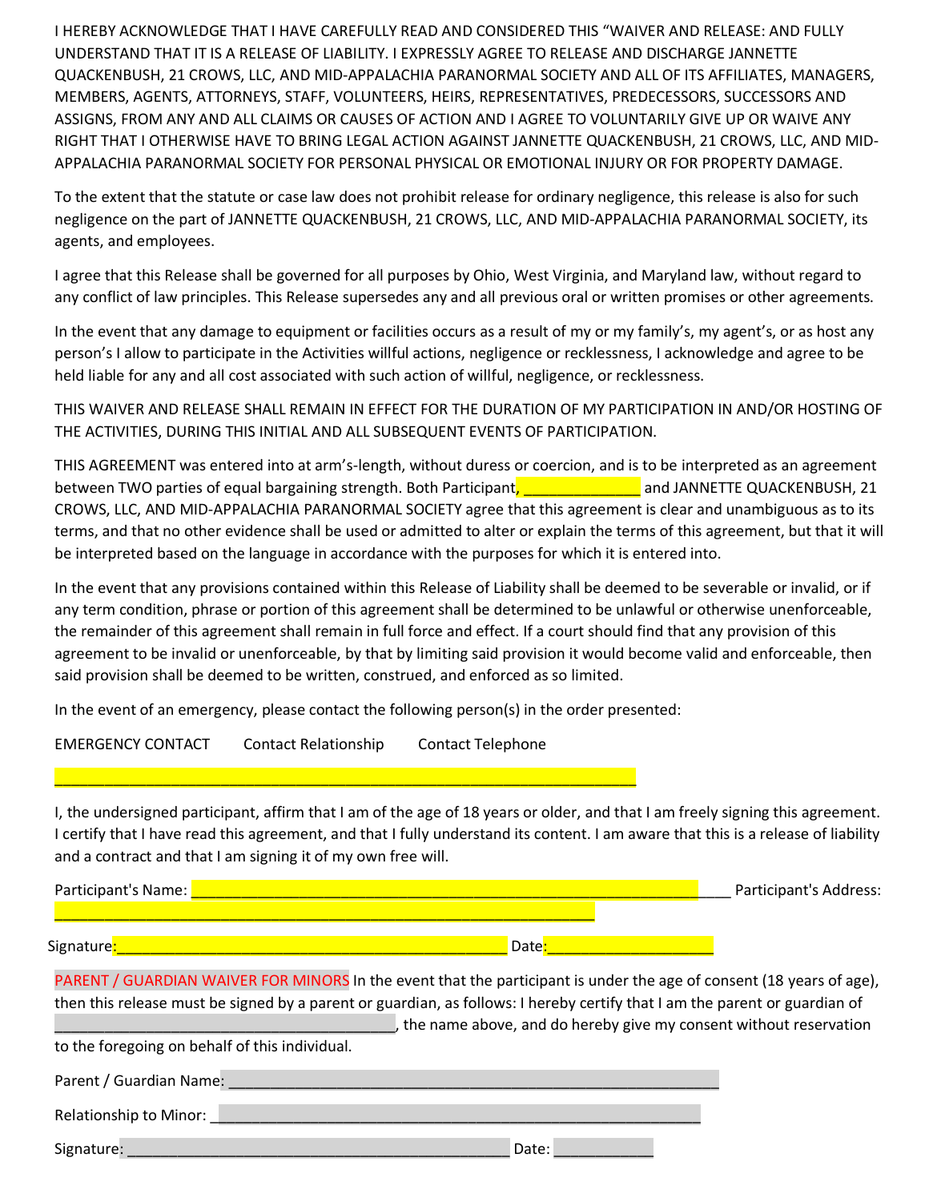I HEREBY ACKNOWLEDGE THAT I HAVE CAREFULLY READ AND CONSIDERED THIS "WAIVER AND RELEASE: AND FULLY UNDERSTAND THAT IT IS A RELEASE OF LIABILITY. I EXPRESSLY AGREE TO RELEASE AND DISCHARGE JANNETTE QUACKENBUSH, 21 CROWS, LLC, AND MID-APPALACHIA PARANORMAL SOCIETY AND ALL OF ITS AFFILIATES, MANAGERS, MEMBERS, AGENTS, ATTORNEYS, STAFF, VOLUNTEERS, HEIRS, REPRESENTATIVES, PREDECESSORS, SUCCESSORS AND ASSIGNS, FROM ANY AND ALL CLAIMS OR CAUSES OF ACTION AND I AGREE TO VOLUNTARILY GIVE UP OR WAIVE ANY RIGHT THAT I OTHERWISE HAVE TO BRING LEGAL ACTION AGAINST JANNETTE QUACKENBUSH, 21 CROWS, LLC, AND MID-APPALACHIA PARANORMAL SOCIETY FOR PERSONAL PHYSICAL OR EMOTIONAL INJURY OR FOR PROPERTY DAMAGE.

To the extent that the statute or case law does not prohibit release for ordinary negligence, this release is also for such negligence on the part of JANNETTE QUACKENBUSH, 21 CROWS, LLC, AND MID-APPALACHIA PARANORMAL SOCIETY, its agents, and employees.

I agree that this Release shall be governed for all purposes by Ohio, West Virginia, and Maryland law, without regard to any conflict of law principles. This Release supersedes any and all previous oral or written promises or other agreements.

In the event that any damage to equipment or facilities occurs as a result of my or my family's, my agent's, or as host any person's I allow to participate in the Activities willful actions, negligence or recklessness, I acknowledge and agree to be held liable for any and all cost associated with such action of willful, negligence, or recklessness.

THIS WAIVER AND RELEASE SHALL REMAIN IN EFFECT FOR THE DURATION OF MY PARTICIPATION IN AND/OR HOSTING OF THE ACTIVITIES, DURING THIS INITIAL AND ALL SUBSEQUENT EVENTS OF PARTICIPATION.

THIS AGREEMENT was entered into at arm's-length, without duress or coercion, and is to be interpreted as an agreement between TWO parties of equal bargaining strength. Both Participant, _______________ and JANNETTE QUACKENBUSH, 21 CROWS, LLC, AND MID-APPALACHIA PARANORMAL SOCIETY agree that this agreement is clear and unambiguous as to its terms, and that no other evidence shall be used or admitted to alter or explain the terms of this agreement, but that it will be interpreted based on the language in accordance with the purposes for which it is entered into.

In the event that any provisions contained within this Release of Liability shall be deemed to be severable or invalid, or if any term condition, phrase or portion of this agreement shall be determined to be unlawful or otherwise unenforceable, the remainder of this agreement shall remain in full force and effect. If a court should find that any provision of this agreement to be invalid or unenforceable, by that by limiting said provision it would become valid and enforceable, then said provision shall be deemed to be written, construed, and enforced as so limited.

In the event of an emergency, please contact the following person(s) in the order presented:

EMERGENCY CONTACT  Contact Relationship  Contact Telephone

_____________________________________________________________________

I, the undersigned participant, affirm that I am of the age of 18 years or older, and that I am freely signing this agreement. I certify that I have read this agreement, and that I fully understand its content. I am aware that this is a release of liability and a contract and that I am signing it of my own free will.

Participant's Name: ____________________________________________________________ Participant's Address: ______________________________________________________________

Signature:______________________________________________ Date:____________________

PARENT / GUARDIAN WAIVER FOR MINORS In the event that the participant is under the age of consent (18 years of age), then this release must be signed by a parent or guardian, as follows: I hereby certify that I am the parent or guardian of ________________________________________, the name above, and do hereby give my consent without reservation to the foregoing on behalf of this individual.

Parent / Guardian Name: __________________________________________________________

Relationship to Minor: __________________________________________________________

Signature: ______________________________________________ Date: ____________